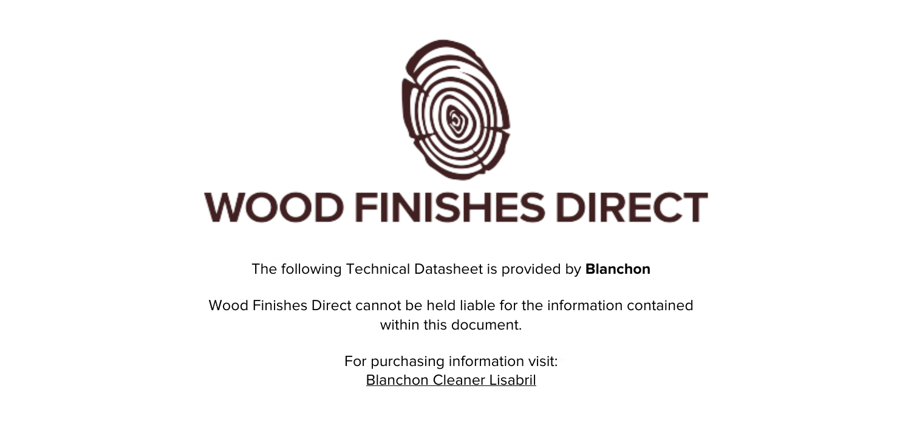# WOOD FINISHES DIRECT

The following Technical Datasheet is provided by **Blanchon**

Wood Finishes Direct cannot be held liable for the information contained within this document.

For purchasing information visit:
Blanchon Cleaner Lisabril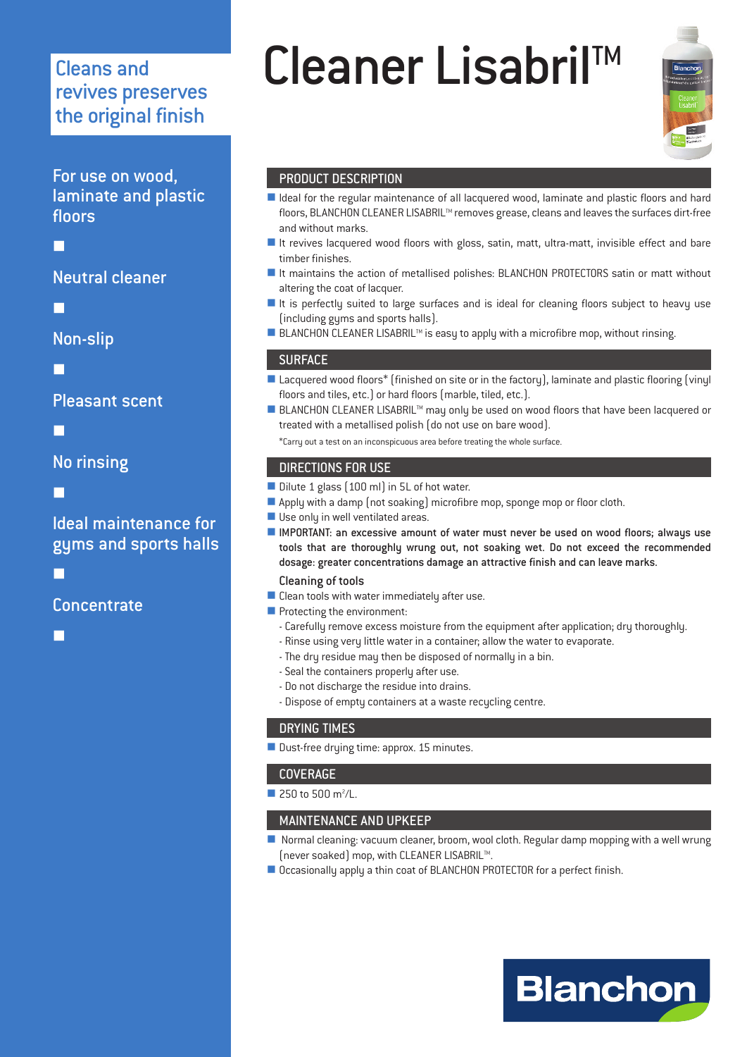# Cleaner Lisabril™

Cleans and revives preserves the original finish

For use on wood, laminate and plastic floors

Neutral cleaner

Non-slip

Pleasant scent

No rinsing

Ideal maintenance for gyms and sports halls

Concentrate

## PRODUCT DESCRIPTION

- Ideal for the regular maintenance of all lacquered wood, laminate and plastic floors and hard floors, BLANCHON CLEANER LISABRIL™ removes grease, cleans and leaves the surfaces dirt-free and without marks.
- It revives lacquered wood floors with gloss, satin, matt, ultra-matt, invisible effect and bare timber finishes.
- It maintains the action of metallised polishes: BLANCHON PROTECTORS satin or matt without altering the coat of lacquer.
- It is perfectly suited to large surfaces and is ideal for cleaning floors subject to heavy use (including gyms and sports halls).
- BLANCHON CLEANER LISABRIL™ is easy to apply with a microfibre mop, without rinsing.

## SURFACE

- Lacquered wood floors* (finished on site or in the factory), laminate and plastic flooring (vinyl floors and tiles, etc.) or hard floors (marble, tiled, etc.).
- BLANCHON CLEANER LISABRIL™ may only be used on wood floors that have been lacquered or treated with a metallised polish (do not use on bare wood).

*Carry out a test on an inconspicuous area before treating the whole surface.

## DIRECTIONS FOR USE

- Dilute 1 glass (100 ml) in 5L of hot water.
- Apply with a damp (not soaking) microfibre mop, sponge mop or floor cloth.
- Use only in well ventilated areas.
- **IMPORTANT: an excessive amount of water must never be used on wood floors; always use tools that are thoroughly wrung out, not soaking wet. Do not exceed the recommended dosage: greater concentrations damage an attractive finish and can leave marks.**

### Cleaning of tools

- Clean tools with water immediately after use.
- Protecting the environment:
  - Carefully remove excess moisture from the equipment after application; dry thoroughly.
  - Rinse using very little water in a container; allow the water to evaporate.
  - The dry residue may then be disposed of normally in a bin.
  - Seal the containers properly after use.
  - Do not discharge the residue into drains.
  - Dispose of empty containers at a waste recycling centre.

## DRYING TIMES

- Dust-free drying time: approx. 15 minutes.

## COVERAGE

- 250 to 500 m²/L.

## MAINTENANCE AND UPKEEP

- Normal cleaning: vacuum cleaner, broom, wool cloth. Regular damp mopping with a well wrung (never soaked) mop, with CLEANER LISABRIL™.
- Occasionally apply a thin coat of BLANCHON PROTECTOR for a perfect finish.

Blanchon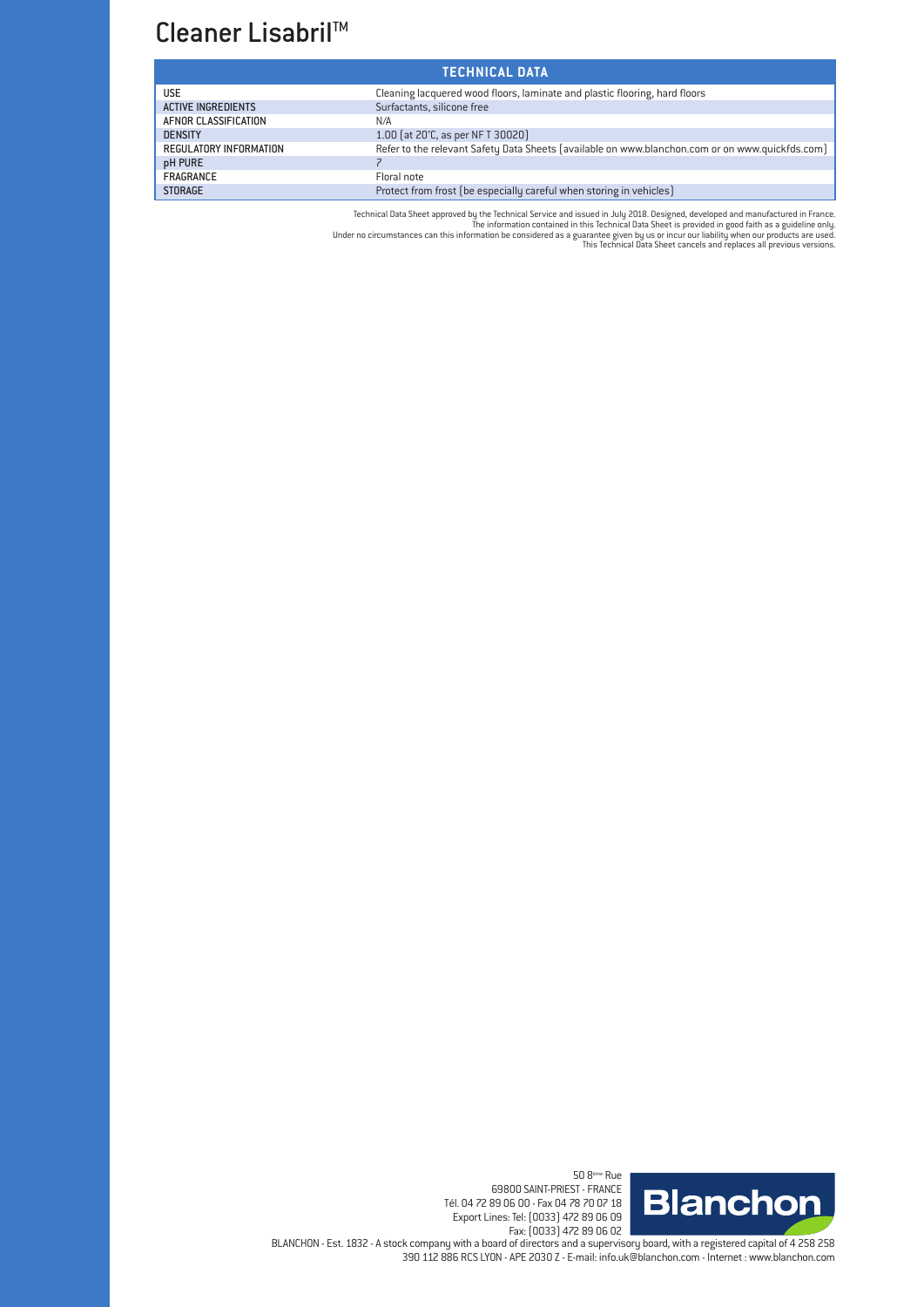# Cleaner Lisabril™

| TECHNICAL DATA | |
|---|---|
| USE | Cleaning lacquered wood floors, laminate and plastic flooring, hard floors |
| ACTIVE INGREDIENTS | Surfactants, silicone free |
| AFNOR CLASSIFICATION | N/A |
| DENSITY | 1.00 (at 20°C, as per NF T 30020) |
| REGULATORY INFORMATION | Refer to the relevant Safety Data Sheets (available on www.blanchon.com or on www.quickfds.com) |
| pH PURE | 7 |
| FRAGRANCE | Floral note |
| STORAGE | Protect from frost (be especially careful when storing in vehicles) |

Technical Data Sheet approved by the Technical Service and issued in July 2018. Designed, developed and manufactured in France.
The information contained in this Technical Data Sheet is provided in good faith as a guideline only.
Under no circumstances can this information be considered as a guarantee given by us or incur our liability when our products are used.
This Technical Data Sheet cancels and replaces all previous versions.

50 8ème Rue
69800 SAINT-PRIEST - FRANCE
Tél. 04 72 89 06 00 - Fax 04 78 70 07 18
Export Lines: Tel: (0033) 472 89 06 09
Fax: (0033) 472 89 06 02

Blanchon

BLANCHON - Est. 1832 - A stock company with a board of directors and a supervisory board, with a registered capital of 4 258 258
390 112 886 RCS LYON - APE 2030 Z - E-mail: info.uk@blanchon.com - Internet : www.blanchon.com